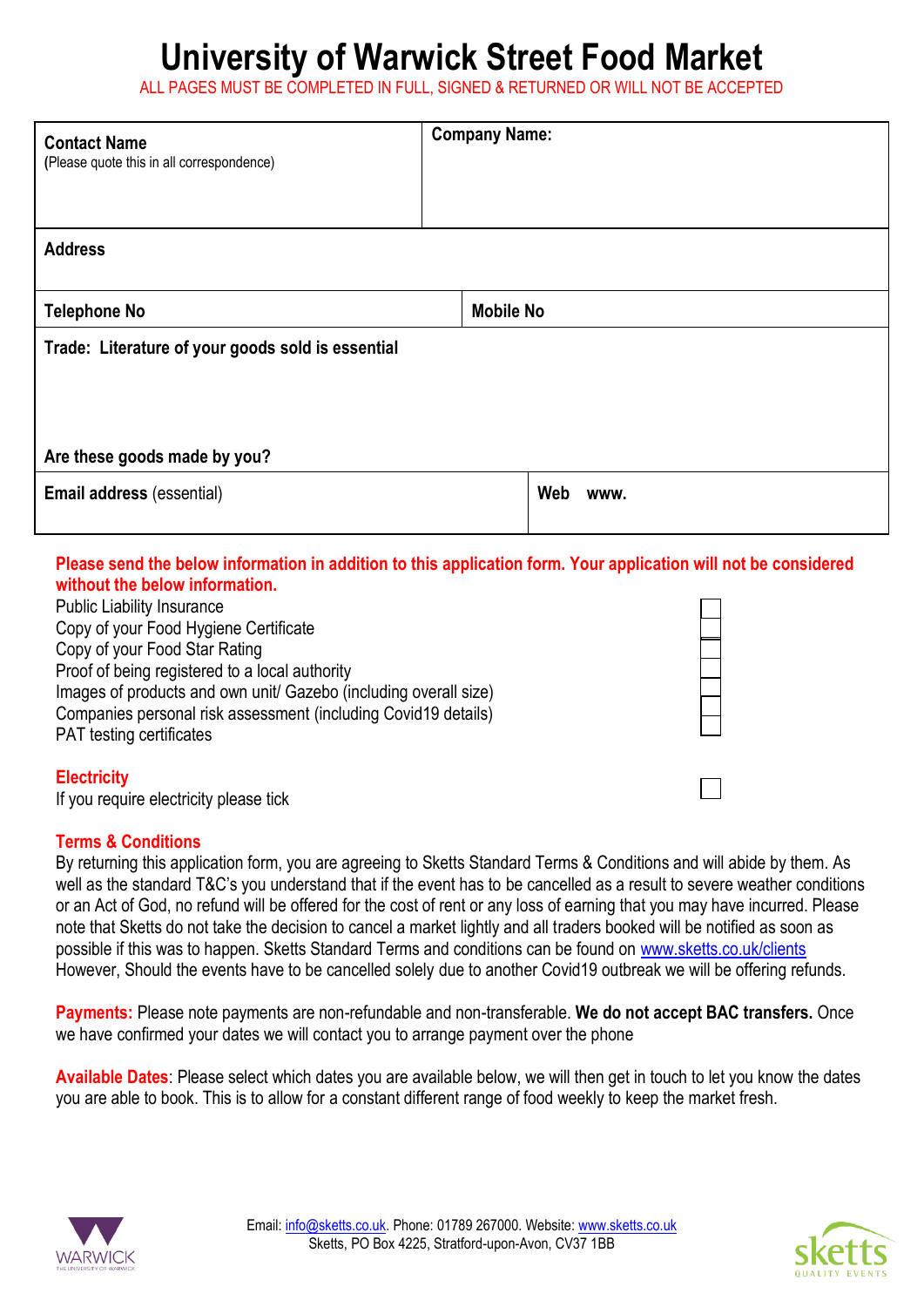# University of Warwick Street Food Market

ALL PAGES MUST BE COMPLETED IN FULL, SIGNED & RETURNED OR WILL NOT BE ACCEPTED

| **Contact Name** (Please quote this in all correspondence) | **Company Name:** |
|---|---|
| **Address** | |
| **Telephone No** | **Mobile No** |
| **Trade: Literature of your goods sold is essential** <br><br> **Are these goods made by you?** | |
| **Email address** (essential) | **Web www.** |

**Please send the below information in addition to this application form. Your application will not be considered without the below information.**

- Public Liability Insurance ☐
- Copy of your Food Hygiene Certificate ☐
- Copy of your Food Star Rating ☐
- Proof of being registered to a local authority ☐
- Images of products and own unit/ Gazebo (including overall size) ☐
- Companies personal risk assessment (including Covid19 details) ☐
- PAT testing certificates ☐

**Electricity**

If you require electricity please tick ☐

**Terms & Conditions**

By returning this application form, you are agreeing to Sketts Standard Terms & Conditions and will abide by them. As well as the standard T&C's you understand that if the event has to be cancelled as a result to severe weather conditions or an Act of God, no refund will be offered for the cost of rent or any loss of earning that you may have incurred. Please note that Sketts do not take the decision to cancel a market lightly and all traders booked will be notified as soon as possible if this was to happen. Sketts Standard Terms and conditions can be found on www.sketts.co.uk/clients However, Should the events have to be cancelled solely due to another Covid19 outbreak we will be offering refunds.

**Payments:** Please note payments are non-refundable and non-transferable. **We do not accept BAC transfers.** Once we have confirmed your dates we will contact you to arrange payment over the phone

**Available Dates**: Please select which dates you are available below, we will then get in touch to let you know the dates you are able to book. This is to allow for a constant different range of food weekly to keep the market fresh.

Email: info@sketts.co.uk. Phone: 01789 267000. Website: www.sketts.co.uk
Sketts, PO Box 4225, Stratford-upon-Avon, CV37 1BB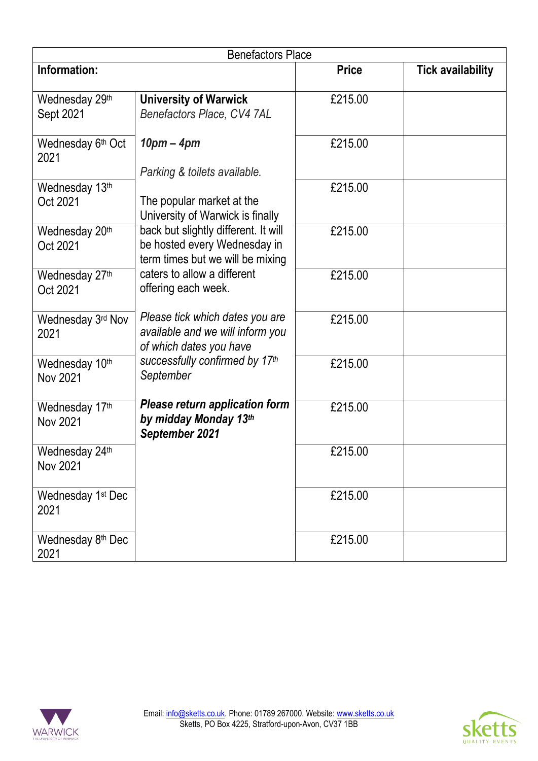| Benefactors Place | | | |
|---|---|---|---|
| **Information:** | | **Price** | **Tick availability** |
| Wednesday 29th Sept 2021 | **University of Warwick** *Benefactors Place, CV4 7AL* | £215.00 | |
| Wednesday 6th Oct 2021 | ***10pm – 4pm*** *Parking & toilets available.* | £215.00 | |
| Wednesday 13th Oct 2021 | The popular market at the University of Warwick is finally | £215.00 | |
| Wednesday 20th Oct 2021 | back but slightly different. It will be hosted every Wednesday in term times but we will be mixing | £215.00 | |
| Wednesday 27th Oct 2021 | caters to allow a different offering each week. | £215.00 | |
| Wednesday 3rd Nov 2021 | *Please tick which dates you are available and we will inform you of which dates you have* | £215.00 | |
| Wednesday 10th Nov 2021 | *successfully confirmed by 17th September* | £215.00 | |
| Wednesday 17th Nov 2021 | ***Please return application form by midday Monday 13th September 2021*** | £215.00 | |
| Wednesday 24th Nov 2021 | | £215.00 | |
| Wednesday 1st Dec 2021 | | £215.00 | |
| Wednesday 8th Dec 2021 | | £215.00 | |

Email: info@sketts.co.uk. Phone: 01789 267000. Website: www.sketts.co.uk
Sketts, PO Box 4225, Stratford-upon-Avon, CV37 1BB